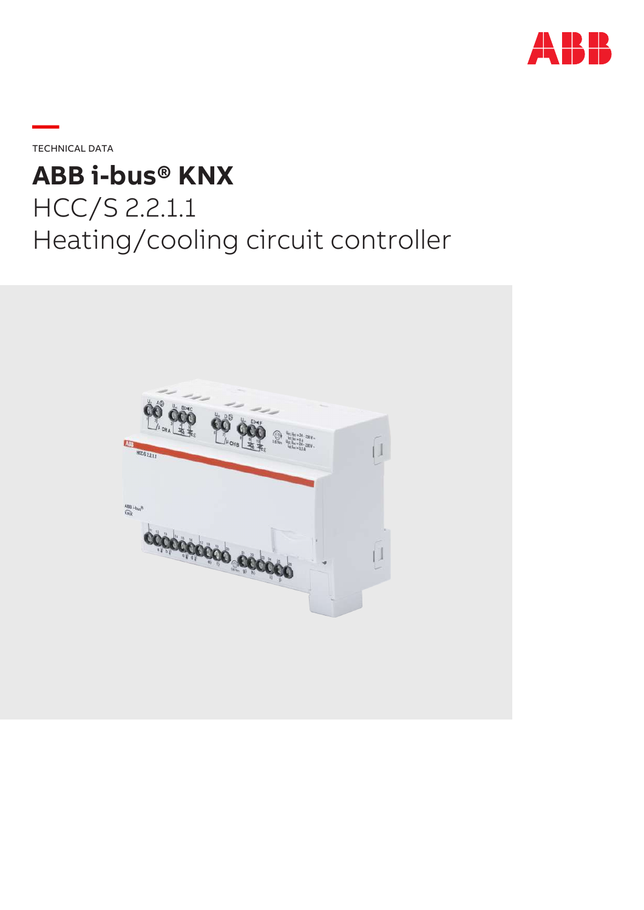TECHNICAL DATA

# ABB i-bus® KNX

HCC/S 2.2.1.1
Heating/cooling circuit controller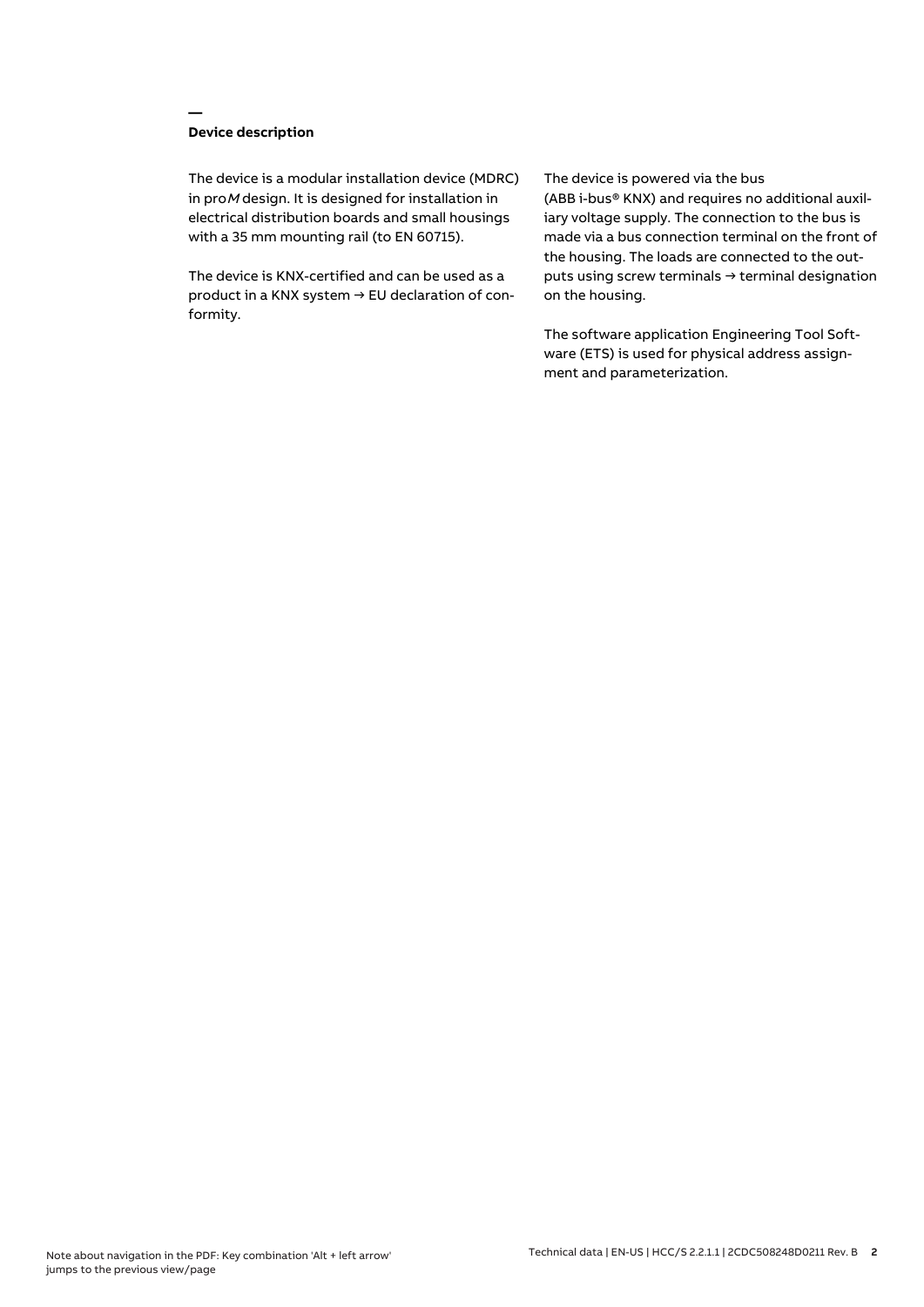## Device description

The device is a modular installation device (MDRC) in pro*M* design. It is designed for installation in electrical distribution boards and small housings with a 35 mm mounting rail (to EN 60715).

The device is KNX-certified and can be used as a product in a KNX system → EU declaration of conformity.

The device is powered via the bus (ABB i-bus® KNX) and requires no additional auxiliary voltage supply. The connection to the bus is made via a bus connection terminal on the front of the housing. The loads are connected to the outputs using screw terminals → terminal designation on the housing.

The software application Engineering Tool Software (ETS) is used for physical address assignment and parameterization.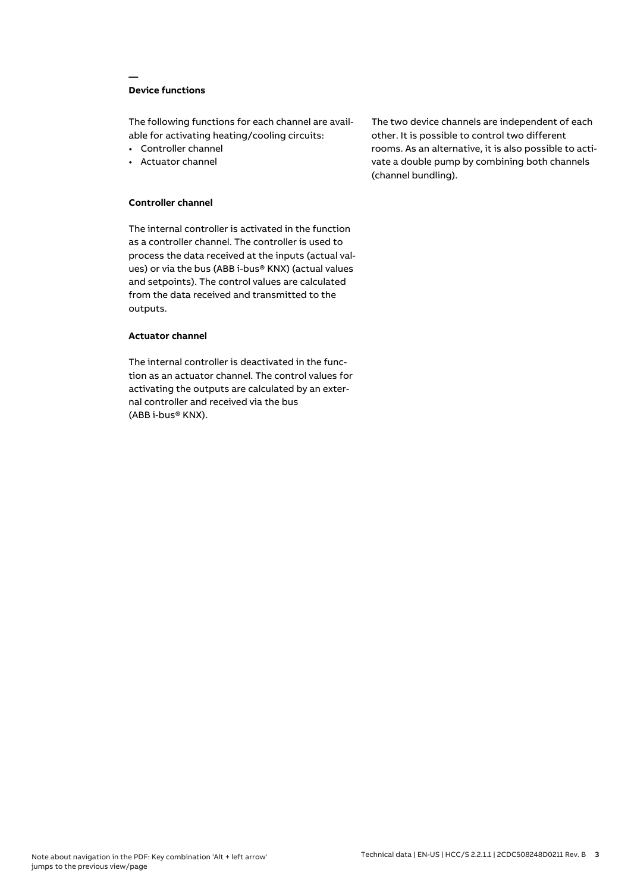## Device functions

The following functions for each channel are available for activating heating/cooling circuits:

- Controller channel
- Actuator channel

The two device channels are independent of each other. It is possible to control two different rooms. As an alternative, it is also possible to activate a double pump by combining both channels (channel bundling).

### Controller channel

The internal controller is activated in the function as a controller channel. The controller is used to process the data received at the inputs (actual values) or via the bus (ABB i-bus® KNX) (actual values and setpoints). The control values are calculated from the data received and transmitted to the outputs.

### Actuator channel

The internal controller is deactivated in the function as an actuator channel. The control values for activating the outputs are calculated by an external controller and received via the bus (ABB i-bus® KNX).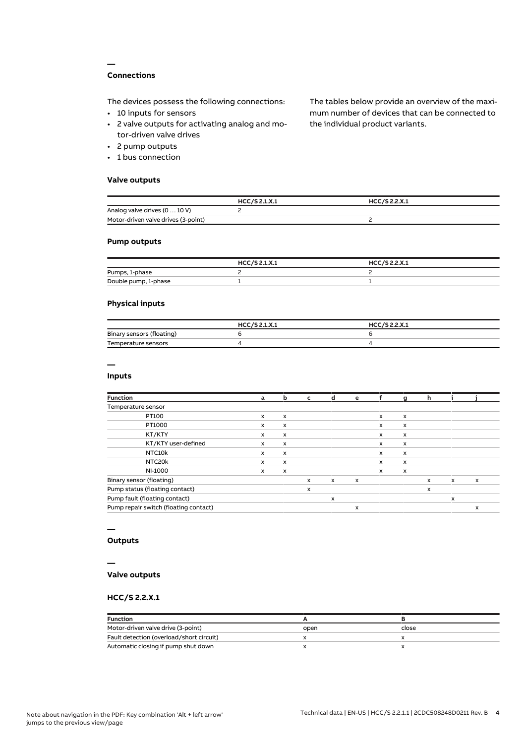## Connections

The devices possess the following connections:

- 10 inputs for sensors
- 2 valve outputs for activating analog and motor-driven valve drives
- 2 pump outputs
- 1 bus connection

The tables below provide an overview of the maximum number of devices that can be connected to the individual product variants.

### Valve outputs

| | HCC/S 2.1.X.1 | HCC/S 2.2.X.1 |
|---|---|---|
| Analog valve drives (0 … 10 V) | 2 | |
| Motor-driven valve drives (3-point) | | 2 |

### Pump outputs

| | HCC/S 2.1.X.1 | HCC/S 2.2.X.1 |
|---|---|---|
| Pumps, 1-phase | 2 | 2 |
| Double pump, 1-phase | 1 | 1 |

### Physical inputs

| | HCC/S 2.1.X.1 | HCC/S 2.2.X.1 |
|---|---|---|
| Binary sensors (floating) | 6 | 6 |
| Temperature sensors | 4 | 4 |

## Inputs

| Function | a | b | c | d | e | f | g | h | i | j |
|---|---|---|---|---|---|---|---|---|---|---|
| Temperature sensor | | | | | | | | | | |
| PT100 | x | x | | | | x | x | | | |
| PT1000 | x | x | | | | x | x | | | |
| KT/KTY | x | x | | | | x | x | | | |
| KT/KTY user-defined | x | x | | | | x | x | | | |
| NTC10k | x | x | | | | x | x | | | |
| NTC20k | x | x | | | | x | x | | | |
| NI-1000 | x | x | | | | x | x | | | |
| Binary sensor (floating) | | | x | x | x | | | x | x | x |
| Pump status (floating contact) | | | x | | | | | x | | |
| Pump fault (floating contact) | | | | x | | | | | x | |
| Pump repair switch (floating contact) | | | | | x | | | | | x |

## Outputs

## Valve outputs

### HCC/S 2.2.X.1

| Function | A | B |
|---|---|---|
| Motor-driven valve drive (3-point) | open | close |
| Fault detection (overload/short circuit) | x | x |
| Automatic closing if pump shut down | x | x |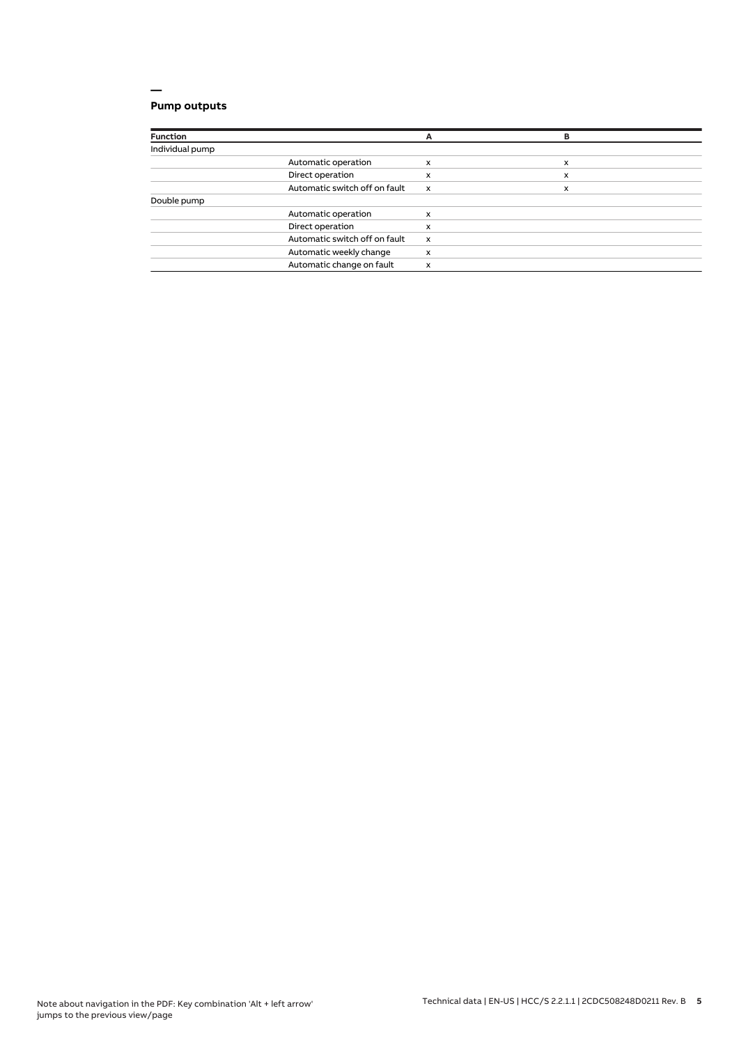## Pump outputs

| Function | | A | B |
|---|---|---|---|
| Individual pump | | | |
| | Automatic operation | x | x |
| | Direct operation | x | x |
| | Automatic switch off on fault | x | x |
| Double pump | | | |
| | Automatic operation | x | |
| | Direct operation | x | |
| | Automatic switch off on fault | x | |
| | Automatic weekly change | x | |
| | Automatic change on fault | x | |

Note about navigation in the PDF: Key combination 'Alt + left arrow' jumps to the previous view/page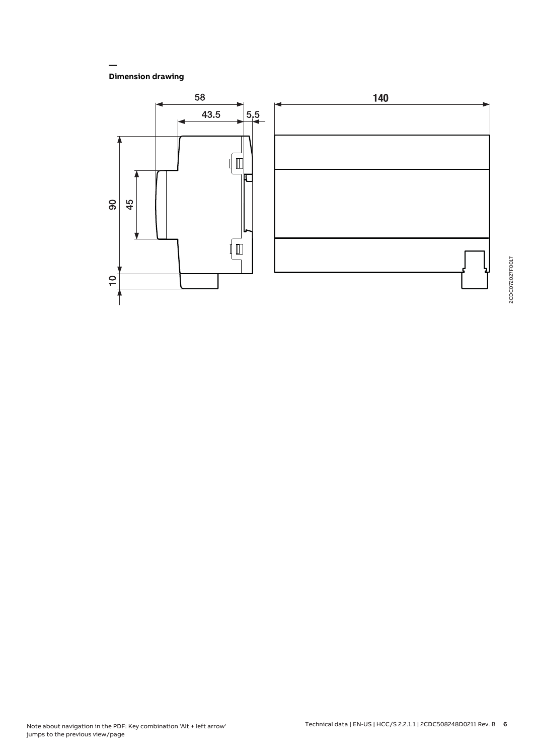## Dimension drawing

58

43.5

5.5

140

90

45

10

2CDC072027F0017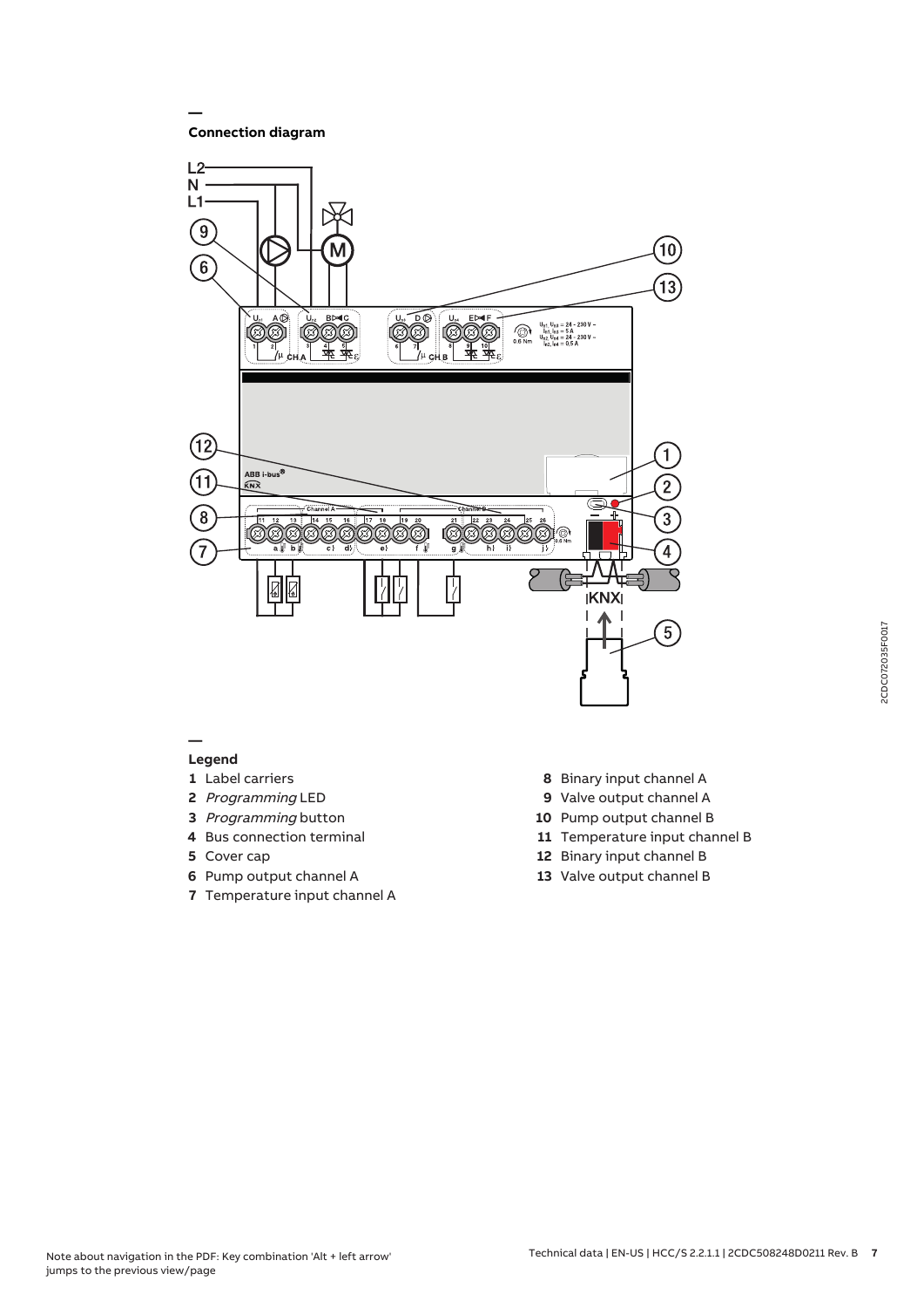## Connection diagram

## Legend

1 Label carriers

2 *Programming* LED

3 *Programming* button

4 Bus connection terminal

5 Cover cap

6 Pump output channel A

7 Temperature input channel A

8 Binary input channel A

9 Valve output channel A

10 Pump output channel B

11 Temperature input channel B

12 Binary input channel B

13 Valve output channel B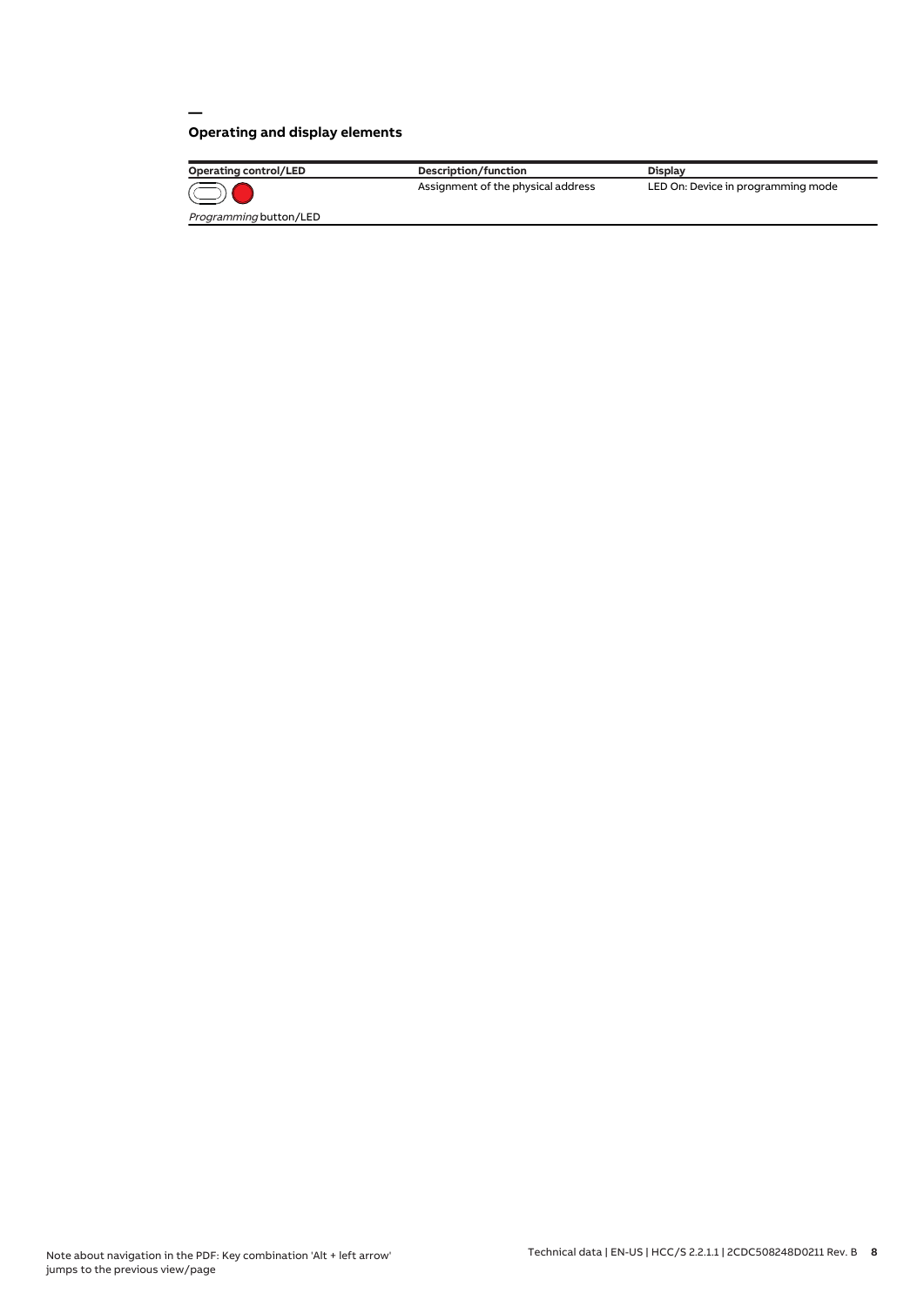## Operating and display elements

| Operating control/LED | Description/function | Display |
| --- | --- | --- |
| *Programming* button/LED | Assignment of the physical address | LED On: Device in programming mode |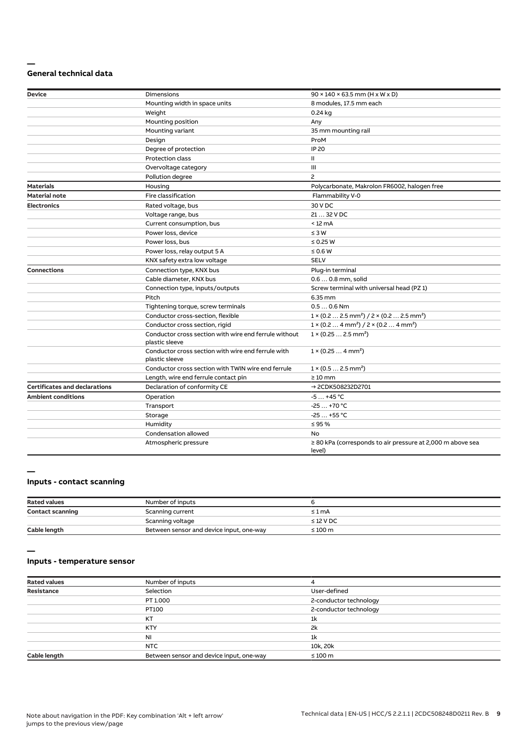## General technical data

| | | |
|---|---|---|
| **Device** | Dimensions | 90 × 140 × 63.5 mm (H x W x D) |
| | Mounting width in space units | 8 modules, 17.5 mm each |
| | Weight | 0.24 kg |
| | Mounting position | Any |
| | Mounting variant | 35 mm mounting rail |
| | Design | ProM |
| | Degree of protection | IP 20 |
| | Protection class | II |
| | Overvoltage category | III |
| | Pollution degree | 2 |
| **Materials** | Housing | Polycarbonate, Makrolon FR6002, halogen free |
| **Material note** | Fire classification | Flammability V-0 |
| **Electronics** | Rated voltage, bus | 30 V DC |
| | Voltage range, bus | 21 … 32 V DC |
| | Current consumption, bus | < 12 mA |
| | Power loss, device | ≤ 3 W |
| | Power loss, bus | ≤ 0.25 W |
| | Power loss, relay output 5 A | ≤ 0.6 W |
| | KNX safety extra low voltage | SELV |
| **Connections** | Connection type, KNX bus | Plug-in terminal |
| | Cable diameter, KNX bus | 0.6 … 0.8 mm, solid |
| | Connection type, inputs/outputs | Screw terminal with universal head (PZ 1) |
| | Pitch | 6.35 mm |
| | Tightening torque, screw terminals | 0.5 … 0.6 Nm |
| | Conductor cross-section, flexible | 1 × (0.2 … 2.5 mm²) / 2 × (0.2 … 2.5 mm²) |
| | Conductor cross section, rigid | 1 × (0.2 … 4 mm²) / 2 × (0.2 … 4 mm²) |
| | Conductor cross section with wire end ferrule without plastic sleeve | 1 × (0.25 … 2.5 mm²) |
| | Conductor cross section with wire end ferrule with plastic sleeve | 1 × (0.25 … 4 mm²) |
| | Conductor cross section with TWIN wire end ferrule | 1 × (0.5 … 2.5 mm²) |
| | Length, wire end ferrule contact pin | ≥ 10 mm |
| **Certificates and declarations** | Declaration of conformity CE | → 2CDK508232D2701 |
| **Ambient conditions** | Operation | -5 … +45 °C |
| | Transport | -25 … +70 °C |
| | Storage | -25 … +55 °C |
| | Humidity | ≤ 95 % |
| | Condensation allowed | No |
| | Atmospheric pressure | ≥ 80 kPa (corresponds to air pressure at 2,000 m above sea level) |

## Inputs - contact scanning

| | | |
|---|---|---|
| **Rated values** | Number of inputs | 6 |
| **Contact scanning** | Scanning current | ≤ 1 mA |
| | Scanning voltage | ≤ 12 V DC |
| **Cable length** | Between sensor and device input, one-way | ≤ 100 m |

## Inputs - temperature sensor

| | | |
|---|---|---|
| **Rated values** | Number of inputs | 4 |
| **Resistance** | Selection | User-defined |
| | PT 1.000 | 2-conductor technology |
| | PT100 | 2-conductor technology |
| | KT | 1k |
| | KTY | 2k |
| | NI | 1k |
| | NTC | 10k, 20k |
| **Cable length** | Between sensor and device input, one-way | ≤ 100 m |

Note about navigation in the PDF: Key combination 'Alt + left arrow' jumps to the previous view/page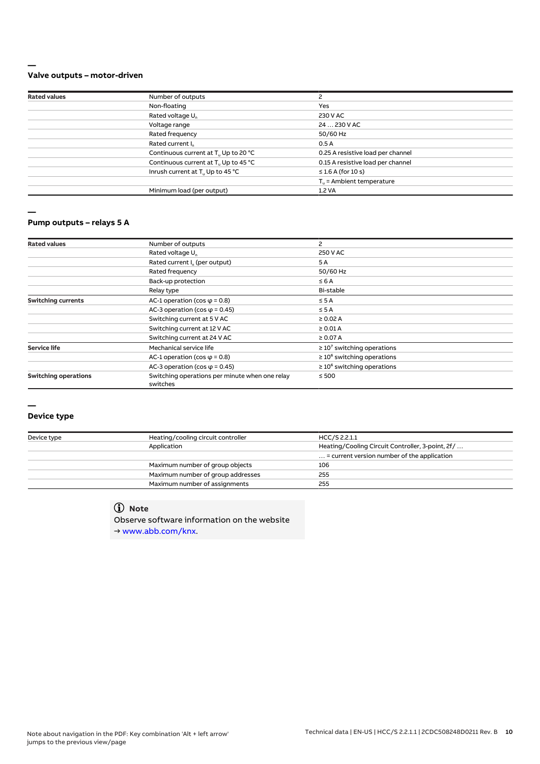## Valve outputs – motor-driven

| Rated values | Number of outputs | 2 |
|---|---|---|
| | Non-floating | Yes |
| | Rated voltage $U_n$ | 230 V AC |
| | Voltage range | 24 … 230 V AC |
| | Rated frequency | 50/60 Hz |
| | Rated current $I_n$ | 0.5 A |
| | Continuous current at $T_u$ Up to 20 °C | 0.25 A resistive load per channel |
| | Continuous current at $T_u$ Up to 45 °C | 0.15 A resistive load per channel |
| | Inrush current at $T_u$ Up to 45 °C | ≤ 1.6 A (for 10 s) |
| | | $T_u$ = Ambient temperature |
| | Minimum load (per output) | 1.2 VA |

## Pump outputs – relays 5 A

| Rated values | Number of outputs | 2 |
|---|---|---|
| | Rated voltage $U_n$ | 250 V AC |
| | Rated current $I_n$ (per output) | 5 A |
| | Rated frequency | 50/60 Hz |
| | Back-up protection | ≤ 6 A |
| | Relay type | Bi-stable |
| **Switching currents** | AC-1 operation (cos φ = 0.8) | ≤ 5 A |
| | AC-3 operation (cos φ = 0.45) | ≤ 5 A |
| | Switching current at 5 V AC | ≥ 0.02 A |
| | Switching current at 12 V AC | ≥ 0.01 A |
| | Switching current at 24 V AC | ≥ 0.07 A |
| **Service life** | Mechanical service life | ≥ $10^7$ switching operations |
| | AC-1 operation (cos φ = 0.8) | ≥ $10^6$ switching operations |
| | AC-3 operation (cos φ = 0.45) | ≥ $10^6$ switching operations |
| **Switching operations** | Switching operations per minute when one relay switches | ≤ 500 |

## Device type

| Device type | Heating/cooling circuit controller | HCC/S 2.2.1.1 |
|---|---|---|
| | Application | Heating/Cooling Circuit Controller, 3-point, 2f/ … |
| | | … = current version number of the application |
| | Maximum number of group objects | 106 |
| | Maximum number of group addresses | 255 |
| | Maximum number of assignments | 255 |

> **Note**
> Observe software information on the website
> → www.abb.com/knx.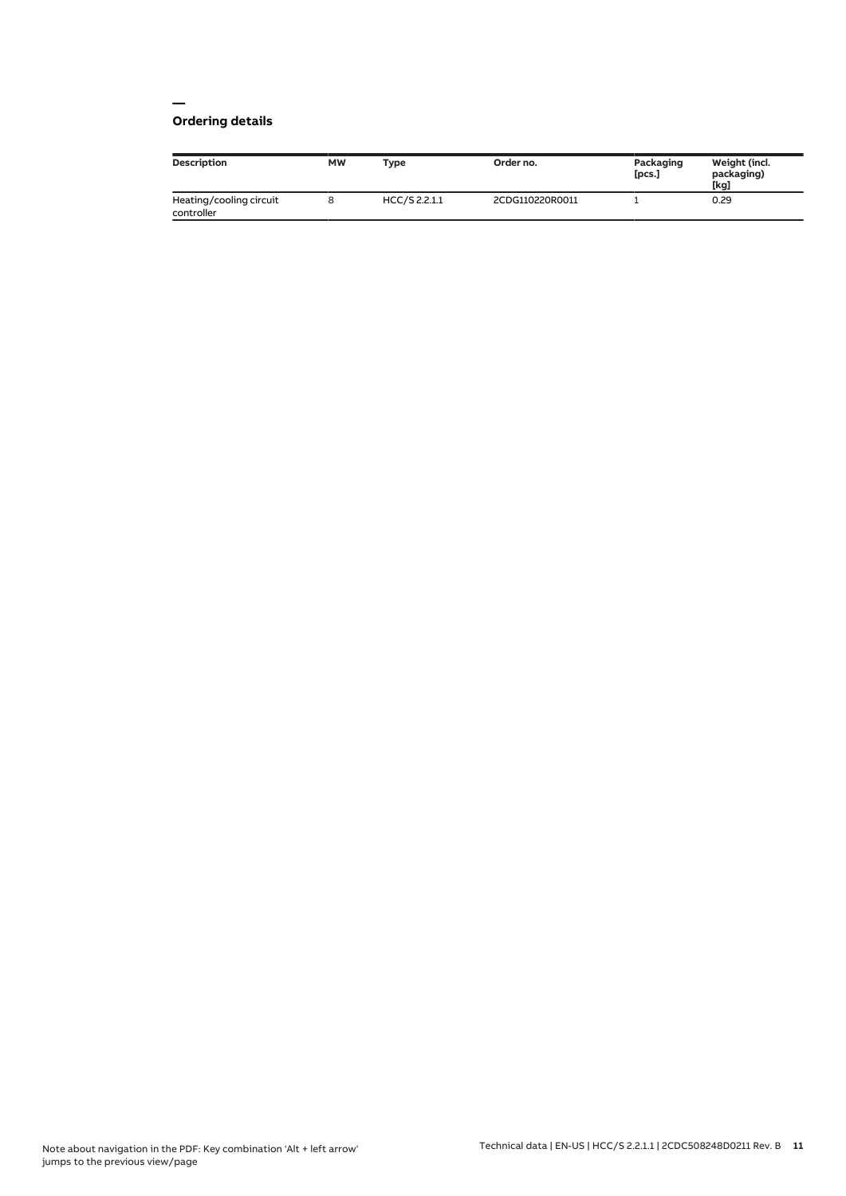## Ordering details

| Description | MW | Type | Order no. | Packaging [pcs.] | Weight (incl. packaging) [kg] |
|---|---|---|---|---|---|
| Heating/cooling circuit controller | 8 | HCC/S 2.2.1.1 | 2CDG110220R0011 | 1 | 0.29 |

Note about navigation in the PDF: Key combination 'Alt + left arrow' jumps to the previous view/page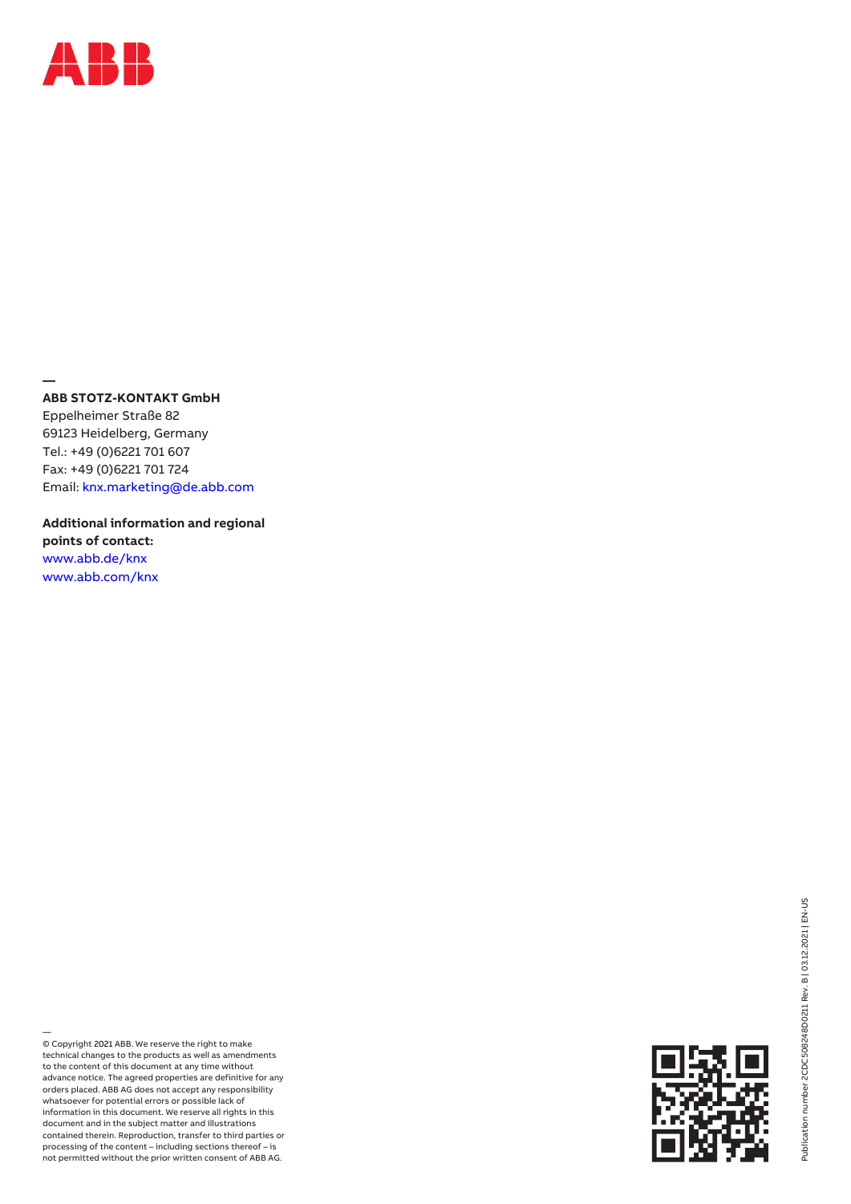—

**ABB STOTZ-KONTAKT GmbH**
Eppelheimer Straße 82
69123 Heidelberg, Germany
Tel.: +49 (0)6221 701 607
Fax: +49 (0)6221 701 724
Email: knx.marketing@de.abb.com

**Additional information and regional points of contact:**
www.abb.de/knx
www.abb.com/knx

—
© Copyright 2021 ABB. We reserve the right to make technical changes to the products as well as amendments to the content of this document at any time without advance notice. The agreed properties are definitive for any orders placed. ABB AG does not accept any responsibility whatsoever for potential errors or possible lack of information in this document. We reserve all rights in this document and in the subject matter and illustrations contained therein. Reproduction, transfer to third parties or processing of the content – including sections thereof – is not permitted without the prior written consent of ABB AG.

Publication number 2CDC508248D0211 Rev. B | 03.12.2021 | EN-US